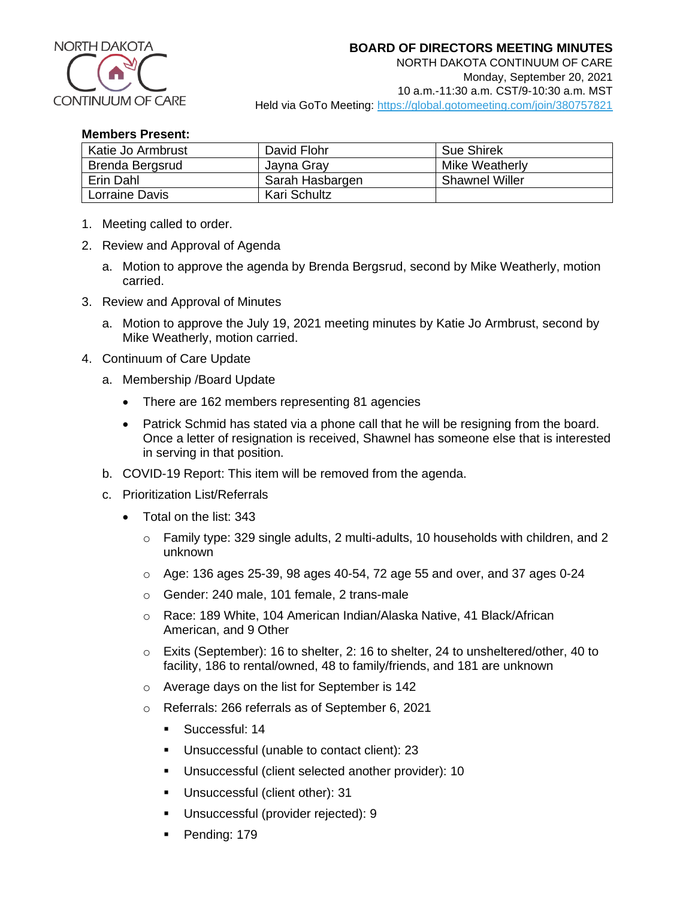NORTH DAKOTA CONTINUUM OF CARE

# BOARD OF DIRECTORS MEETING MINUTES

NORTH DAKOTA CONTINUUM OF CARE
Monday, September 20, 2021
10 a.m.-11:30 a.m. CST/9-10:30 a.m. MST
Held via GoTo Meeting: https://global.gotomeeting.com/join/380757821

**Members Present:**

| | | |
|---|---|---|
| Katie Jo Armbrust | David Flohr | Sue Shirek |
| Brenda Bergsrud | Jayna Gray | Mike Weatherly |
| Erin Dahl | Sarah Hasbargen | Shawnel Willer |
| Lorraine Davis | Kari Schultz | |

1. Meeting called to order.
2. Review and Approval of Agenda
   a. Motion to approve the agenda by Brenda Bergsrud, second by Mike Weatherly, motion carried.
3. Review and Approval of Minutes
   a. Motion to approve the July 19, 2021 meeting minutes by Katie Jo Armbrust, second by Mike Weatherly, motion carried.
4. Continuum of Care Update
   a. Membership /Board Update
      - There are 162 members representing 81 agencies
      - Patrick Schmid has stated via a phone call that he will be resigning from the board. Once a letter of resignation is received, Shawnel has someone else that is interested in serving in that position.

   b. COVID-19 Report: This item will be removed from the agenda.
   c. Prioritization List/Referrals
      - Total on the list: 343
        - Family type: 329 single adults, 2 multi-adults, 10 households with children, and 2 unknown
        - Age: 136 ages 25-39, 98 ages 40-54, 72 age 55 and over, and 37 ages 0-24
        - Gender: 240 male, 101 female, 2 trans-male
        - Race: 189 White, 104 American Indian/Alaska Native, 41 Black/African American, and 9 Other
        - Exits (September): 16 to shelter, 2: 16 to shelter, 24 to unsheltered/other, 40 to facility, 186 to rental/owned, 48 to family/friends, and 181 are unknown
        - Average days on the list for September is 142
        - Referrals: 266 referrals as of September 6, 2021
          - Successful: 14
          - Unsuccessful (unable to contact client): 23
          - Unsuccessful (client selected another provider): 10
          - Unsuccessful (client other): 31
          - Unsuccessful (provider rejected): 9
          - Pending: 179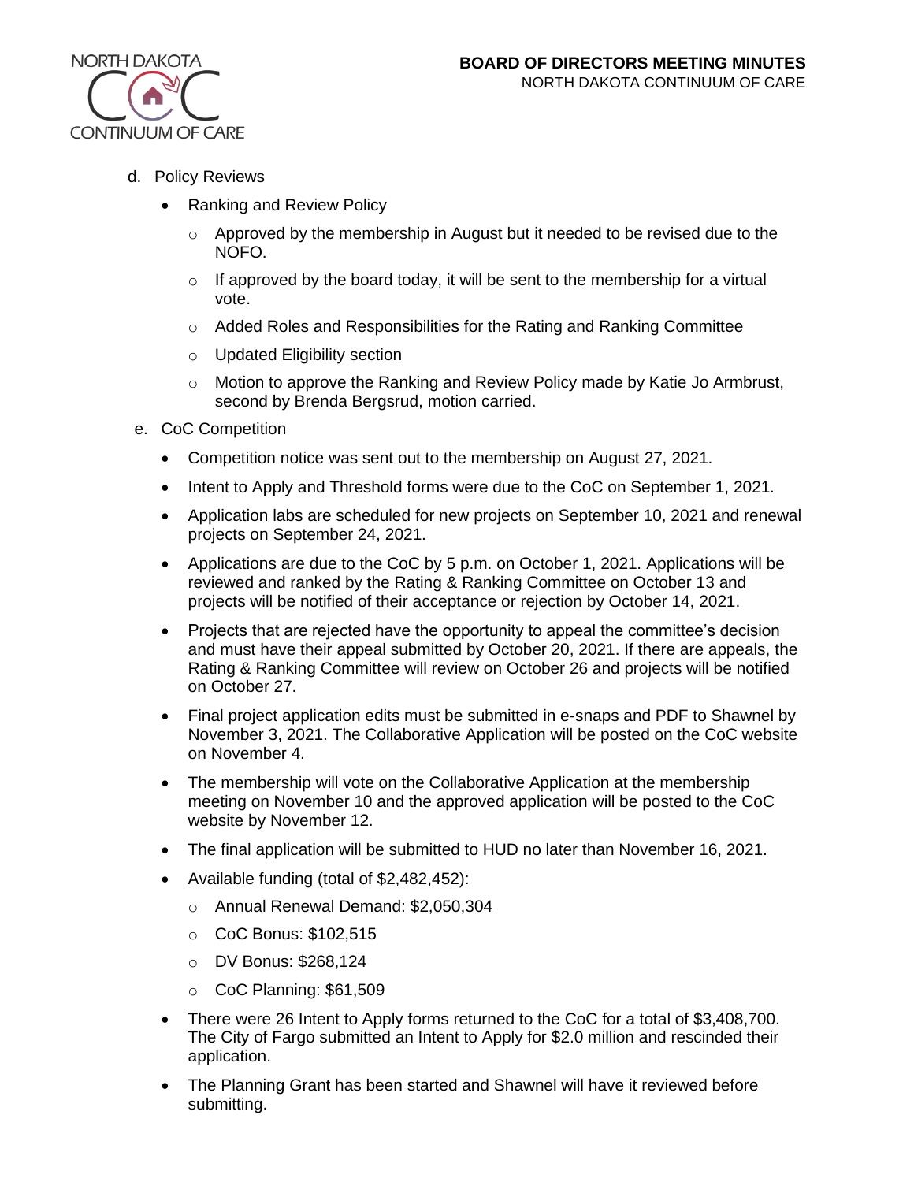d. Policy Reviews

- Ranking and Review Policy
  - Approved by the membership in August but it needed to be revised due to the NOFO.
  - If approved by the board today, it will be sent to the membership for a virtual vote.
  - Added Roles and Responsibilities for the Rating and Ranking Committee
  - Updated Eligibility section
  - Motion to approve the Ranking and Review Policy made by Katie Jo Armbrust, second by Brenda Bergsrud, motion carried.

e. CoC Competition

- Competition notice was sent out to the membership on August 27, 2021.
- Intent to Apply and Threshold forms were due to the CoC on September 1, 2021.
- Application labs are scheduled for new projects on September 10, 2021 and renewal projects on September 24, 2021.
- Applications are due to the CoC by 5 p.m. on October 1, 2021. Applications will be reviewed and ranked by the Rating & Ranking Committee on October 13 and projects will be notified of their acceptance or rejection by October 14, 2021.
- Projects that are rejected have the opportunity to appeal the committee's decision and must have their appeal submitted by October 20, 2021. If there are appeals, the Rating & Ranking Committee will review on October 26 and projects will be notified on October 27.
- Final project application edits must be submitted in e-snaps and PDF to Shawnel by November 3, 2021. The Collaborative Application will be posted on the CoC website on November 4.
- The membership will vote on the Collaborative Application at the membership meeting on November 10 and the approved application will be posted to the CoC website by November 12.
- The final application will be submitted to HUD no later than November 16, 2021.
- Available funding (total of $2,482,452):
  - Annual Renewal Demand: $2,050,304
  - CoC Bonus: $102,515
  - DV Bonus: $268,124
  - CoC Planning: $61,509
- There were 26 Intent to Apply forms returned to the CoC for a total of $3,408,700. The City of Fargo submitted an Intent to Apply for $2.0 million and rescinded their application.
- The Planning Grant has been started and Shawnel will have it reviewed before submitting.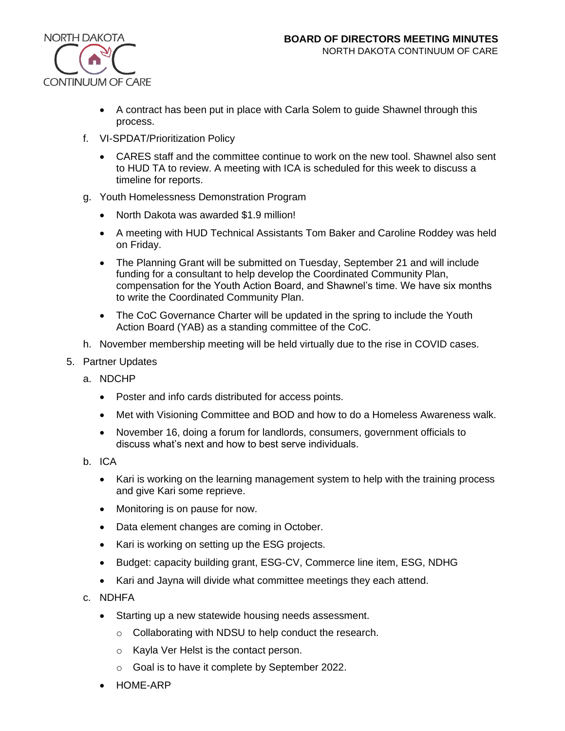- A contract has been put in place with Carla Solem to guide Shawnel through this process.

f. VI-SPDAT/Prioritization Policy

- CARES staff and the committee continue to work on the new tool. Shawnel also sent to HUD TA to review. A meeting with ICA is scheduled for this week to discuss a timeline for reports.

g. Youth Homelessness Demonstration Program

- North Dakota was awarded $1.9 million!
- A meeting with HUD Technical Assistants Tom Baker and Caroline Roddey was held on Friday.
- The Planning Grant will be submitted on Tuesday, September 21 and will include funding for a consultant to help develop the Coordinated Community Plan, compensation for the Youth Action Board, and Shawnel's time. We have six months to write the Coordinated Community Plan.
- The CoC Governance Charter will be updated in the spring to include the Youth Action Board (YAB) as a standing committee of the CoC.

h. November membership meeting will be held virtually due to the rise in COVID cases.

5. Partner Updates

a. NDCHP

- Poster and info cards distributed for access points.
- Met with Visioning Committee and BOD and how to do a Homeless Awareness walk.
- November 16, doing a forum for landlords, consumers, government officials to discuss what's next and how to best serve individuals.

b. ICA

- Kari is working on the learning management system to help with the training process and give Kari some reprieve.
- Monitoring is on pause for now.
- Data element changes are coming in October.
- Kari is working on setting up the ESG projects.
- Budget: capacity building grant, ESG-CV, Commerce line item, ESG, NDHG
- Kari and Jayna will divide what committee meetings they each attend.

c. NDHFA

- Starting up a new statewide housing needs assessment.
  - Collaborating with NDSU to help conduct the research.
  - Kayla Ver Helst is the contact person.
  - Goal is to have it complete by September 2022.
- HOME-ARP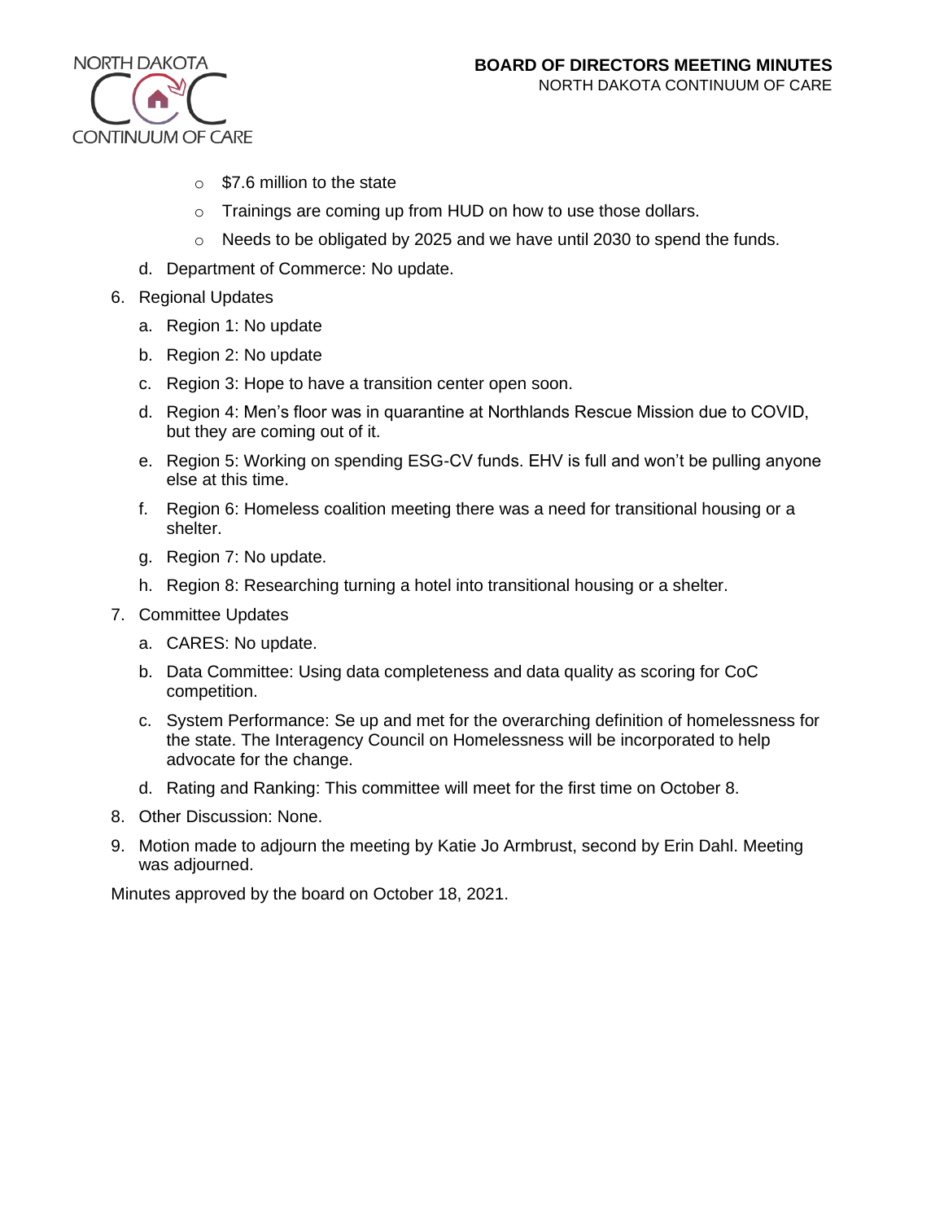- $7.6 million to the state
  - Trainings are coming up from HUD on how to use those dollars.
  - Needs to be obligated by 2025 and we have until 2030 to spend the funds.

  d. Department of Commerce: No update.

6. Regional Updates
   a. Region 1: No update
   b. Region 2: No update
   c. Region 3: Hope to have a transition center open soon.
   d. Region 4: Men's floor was in quarantine at Northlands Rescue Mission due to COVID, but they are coming out of it.
   e. Region 5: Working on spending ESG-CV funds. EHV is full and won't be pulling anyone else at this time.
   f. Region 6: Homeless coalition meeting there was a need for transitional housing or a shelter.
   g. Region 7: No update.
   h. Region 8: Researching turning a hotel into transitional housing or a shelter.

7. Committee Updates
   a. CARES: No update.
   b. Data Committee: Using data completeness and data quality as scoring for CoC competition.
   c. System Performance: Se up and met for the overarching definition of homelessness for the state. The Interagency Council on Homelessness will be incorporated to help advocate for the change.
   d. Rating and Ranking: This committee will meet for the first time on October 8.

8. Other Discussion: None.

9. Motion made to adjourn the meeting by Katie Jo Armbrust, second by Erin Dahl. Meeting was adjourned.

Minutes approved by the board on October 18, 2021.